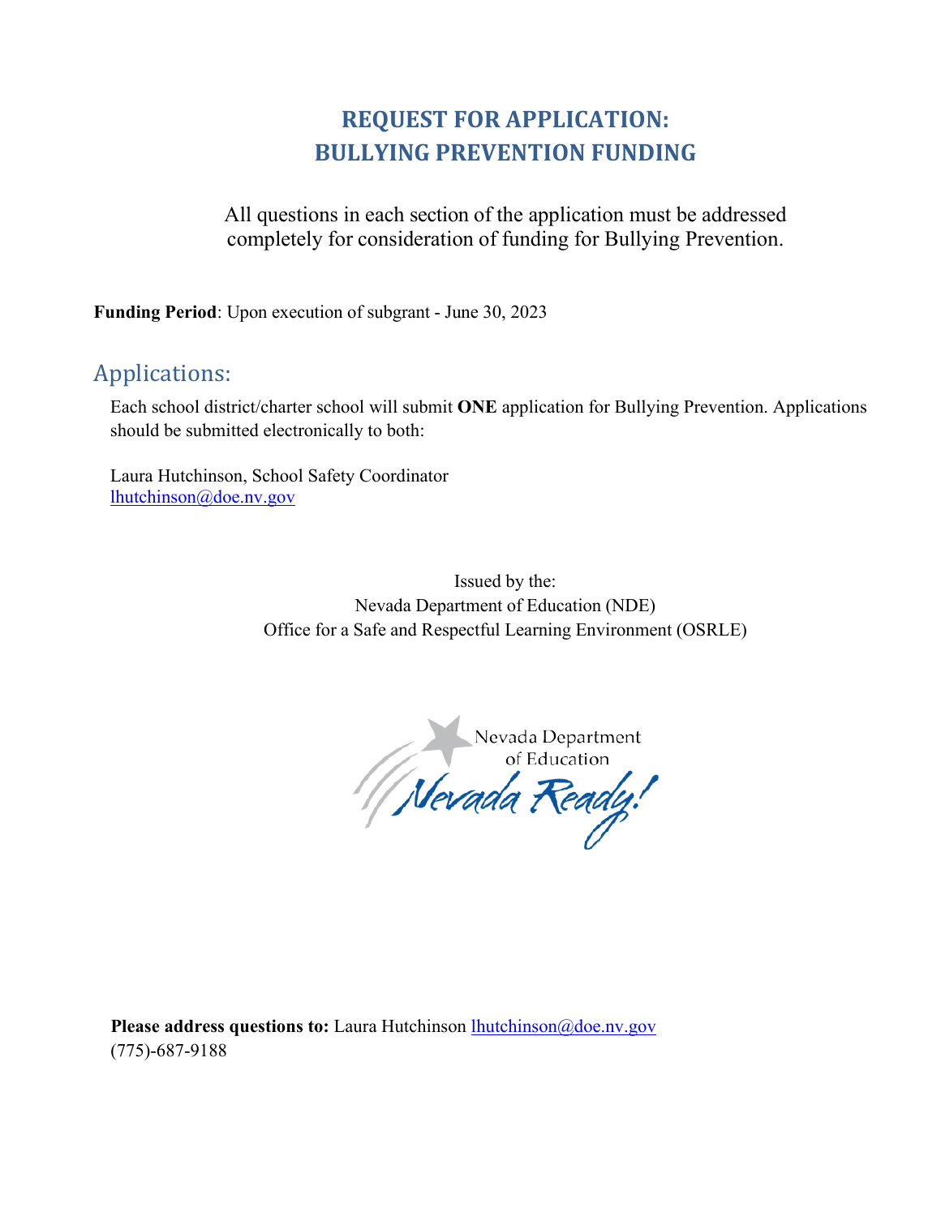# REQUEST FOR APPLICATION: BULLYING PREVENTION FUNDING

All questions in each section of the application must be addressed completely for consideration of funding for Bullying Prevention.

**Funding Period**: Upon execution of subgrant - June 30, 2023

## Applications:

Each school district/charter school will submit **ONE** application for Bullying Prevention. Applications should be submitted electronically to both:

Laura Hutchinson, School Safety Coordinator
lhutchinson@doe.nv.gov

Issued by the:
Nevada Department of Education (NDE)
Office for a Safe and Respectful Learning Environment (OSRLE)

**Please address questions to:** Laura Hutchinson lhutchinson@doe.nv.gov
(775)-687-9188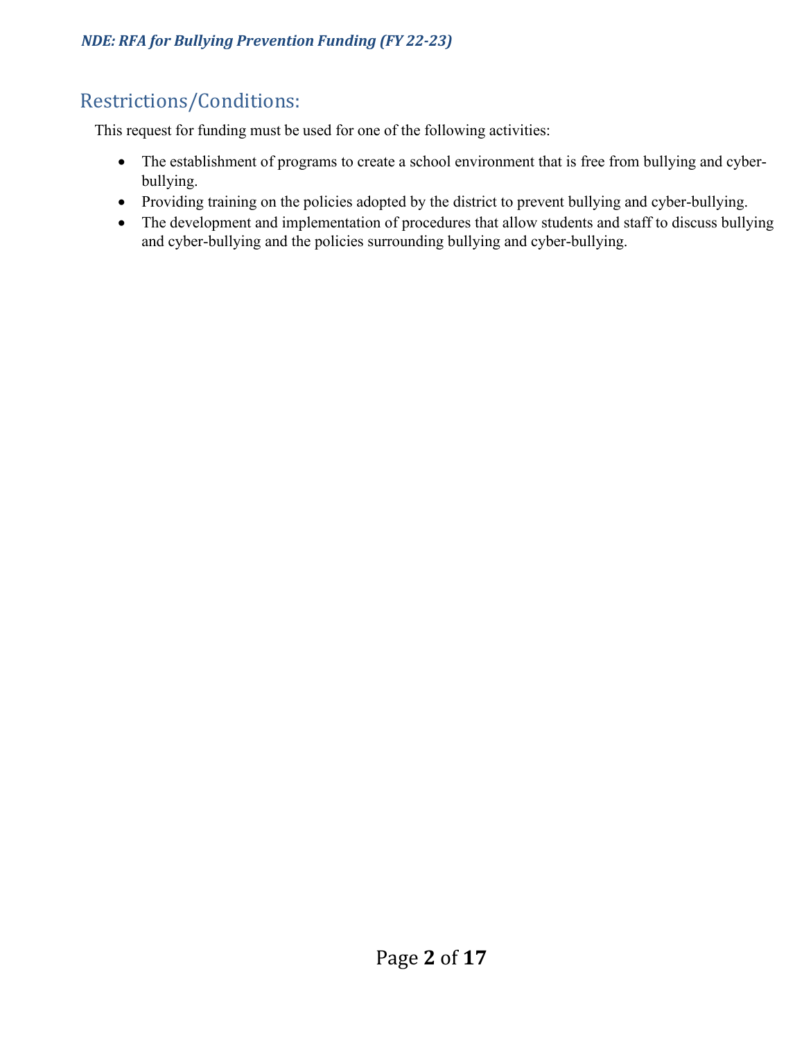## Restrictions/Conditions:

This request for funding must be used for one of the following activities:

- The establishment of programs to create a school environment that is free from bullying and cyber-bullying.
- Providing training on the policies adopted by the district to prevent bullying and cyber-bullying.
- The development and implementation of procedures that allow students and staff to discuss bullying and cyber-bullying and the policies surrounding bullying and cyber-bullying.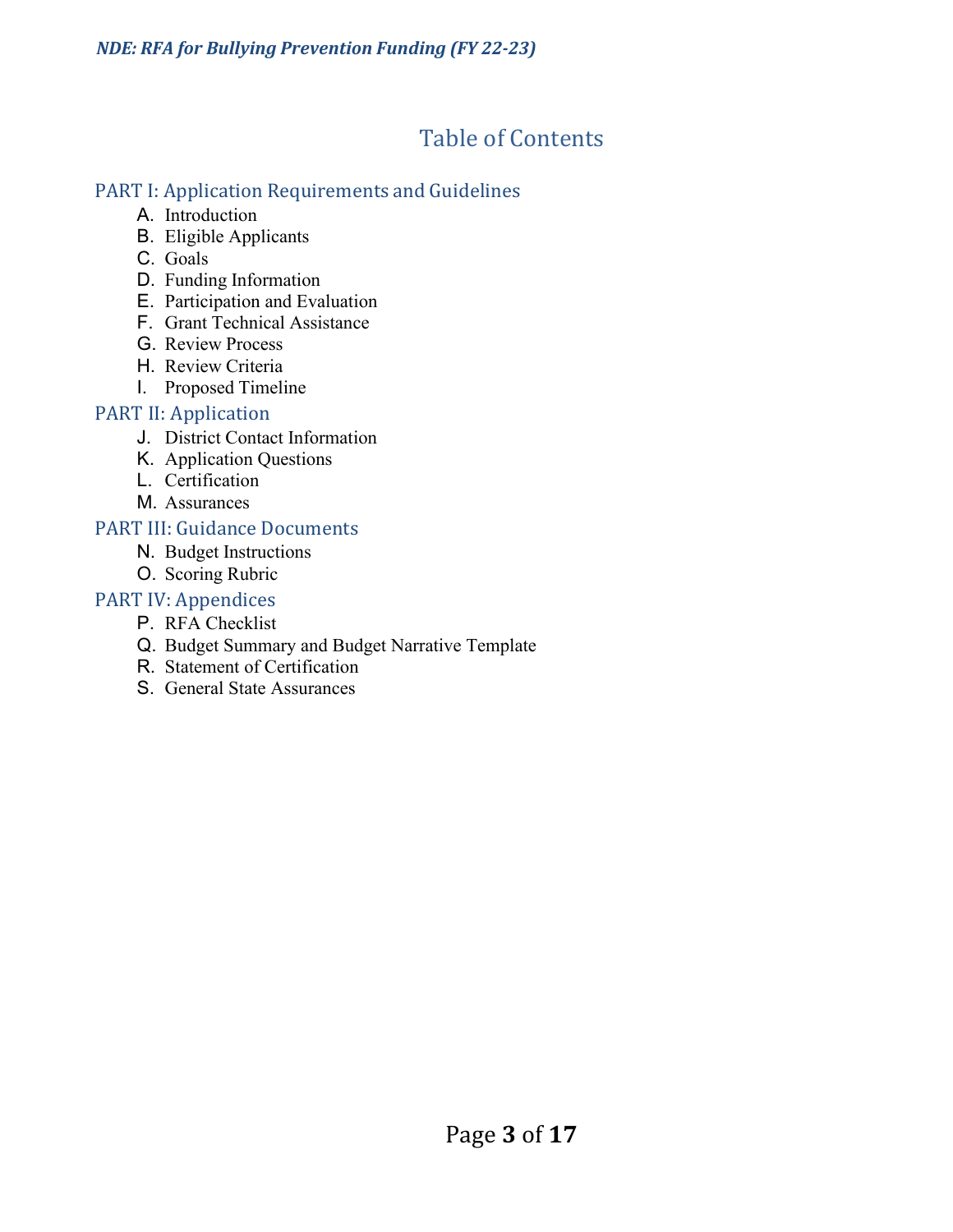# Table of Contents

## PART I: Application Requirements and Guidelines

A. Introduction
B. Eligible Applicants
C. Goals
D. Funding Information
E. Participation and Evaluation
F. Grant Technical Assistance
G. Review Process
H. Review Criteria
I. Proposed Timeline

## PART II: Application

J. District Contact Information
K. Application Questions
L. Certification
M. Assurances

## PART III: Guidance Documents

N. Budget Instructions
O. Scoring Rubric

## PART IV: Appendices

P. RFA Checklist
Q. Budget Summary and Budget Narrative Template
R. Statement of Certification
S. General State Assurances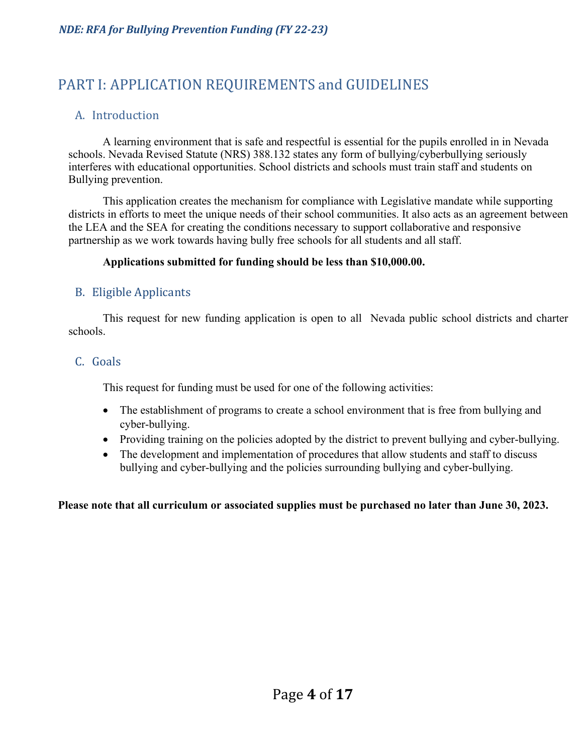# PART I: APPLICATION REQUIREMENTS and GUIDELINES

## A. Introduction

A learning environment that is safe and respectful is essential for the pupils enrolled in in Nevada schools. Nevada Revised Statute (NRS) 388.132 states any form of bullying/cyberbullying seriously interferes with educational opportunities. School districts and schools must train staff and students on Bullying prevention.

This application creates the mechanism for compliance with Legislative mandate while supporting districts in efforts to meet the unique needs of their school communities. It also acts as an agreement between the LEA and the SEA for creating the conditions necessary to support collaborative and responsive partnership as we work towards having bully free schools for all students and all staff.

**Applications submitted for funding should be less than $10,000.00.**

## B. Eligible Applicants

This request for new funding application is open to all Nevada public school districts and charter schools.

## C. Goals

This request for funding must be used for one of the following activities:

- The establishment of programs to create a school environment that is free from bullying and cyber-bullying.
- Providing training on the policies adopted by the district to prevent bullying and cyber-bullying.
- The development and implementation of procedures that allow students and staff to discuss bullying and cyber-bullying and the policies surrounding bullying and cyber-bullying.

**Please note that all curriculum or associated supplies must be purchased no later than June 30, 2023.**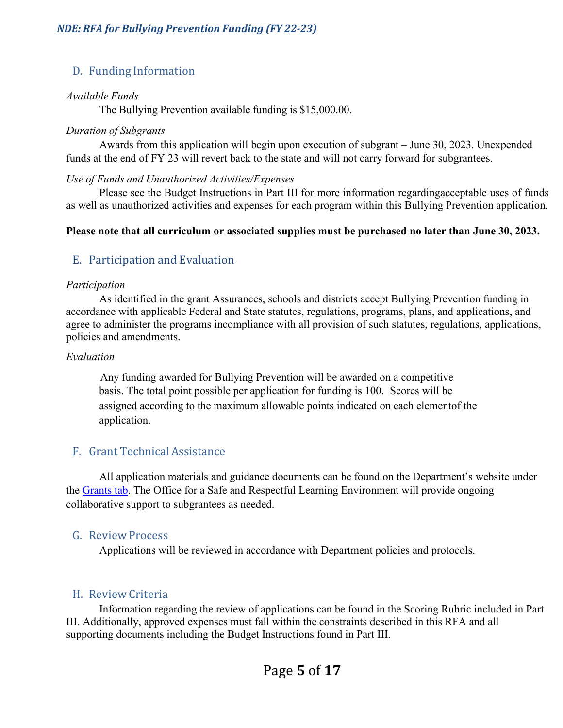## D. Funding Information

*Available Funds*

The Bullying Prevention available funding is $15,000.00.

*Duration of Subgrants*

Awards from this application will begin upon execution of subgrant – June 30, 2023. Unexpended funds at the end of FY 23 will revert back to the state and will not carry forward for subgrantees.

*Use of Funds and Unauthorized Activities/Expenses*

Please see the Budget Instructions in Part III for more information regardingacceptable uses of funds as well as unauthorized activities and expenses for each program within this Bullying Prevention application.

**Please note that all curriculum or associated supplies must be purchased no later than June 30, 2023.**

## E. Participation and Evaluation

*Participation*

As identified in the grant Assurances, schools and districts accept Bullying Prevention funding in accordance with applicable Federal and State statutes, regulations, programs, plans, and applications, and agree to administer the programs incompliance with all provision of such statutes, regulations, applications, policies and amendments.

*Evaluation*

Any funding awarded for Bullying Prevention will be awarded on a competitive basis. The total point possible per application for funding is 100. Scores will be assigned according to the maximum allowable points indicated on each elementof the application.

## F. Grant Technical Assistance

All application materials and guidance documents can be found on the Department's website under the Grants tab. The Office for a Safe and Respectful Learning Environment will provide ongoing collaborative support to subgrantees as needed.

## G. Review Process

Applications will be reviewed in accordance with Department policies and protocols.

## H. Review Criteria

Information regarding the review of applications can be found in the Scoring Rubric included in Part III. Additionally, approved expenses must fall within the constraints described in this RFA and all supporting documents including the Budget Instructions found in Part III.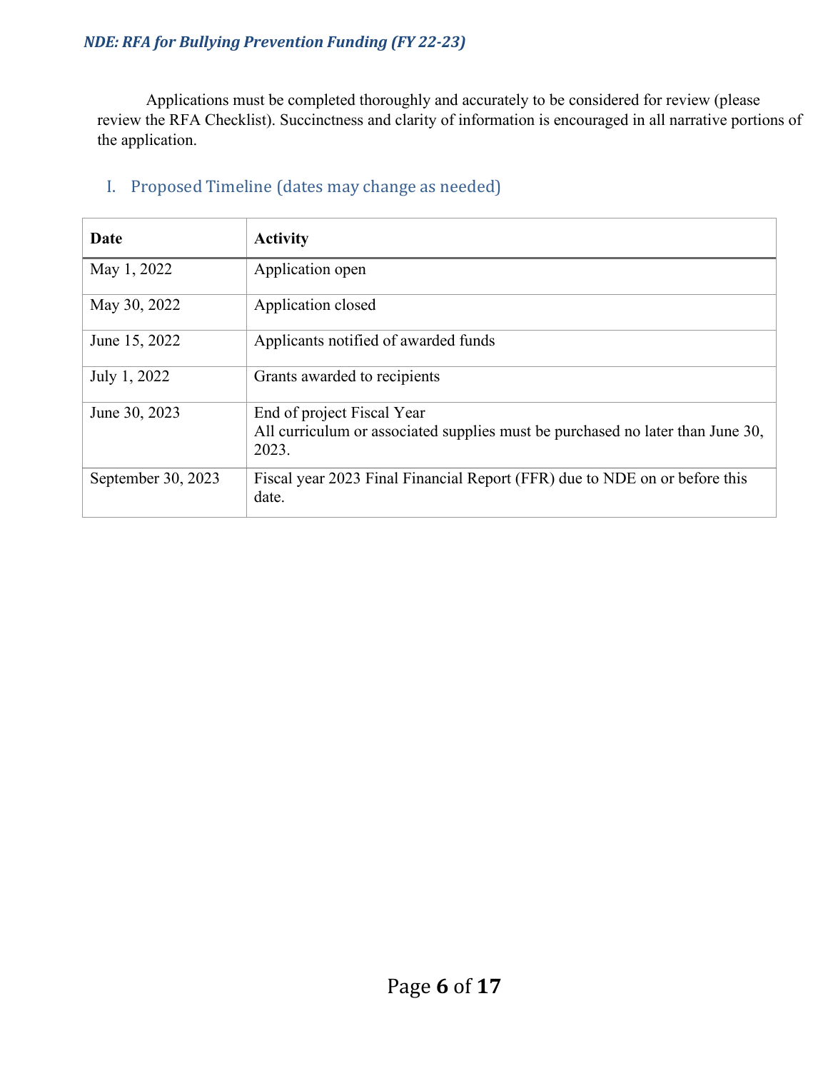Applications must be completed thoroughly and accurately to be considered for review (please review the RFA Checklist). Succinctness and clarity of information is encouraged in all narrative portions of the application.

## I. Proposed Timeline (dates may change as needed)

| Date | Activity |
|---|---|
| May 1, 2022 | Application open |
| May 30, 2022 | Application closed |
| June 15, 2022 | Applicants notified of awarded funds |
| July 1, 2022 | Grants awarded to recipients |
| June 30, 2023 | End of project Fiscal Year<br>All curriculum or associated supplies must be purchased no later than June 30, 2023. |
| September 30, 2023 | Fiscal year 2023 Final Financial Report (FFR) due to NDE on or before this date. |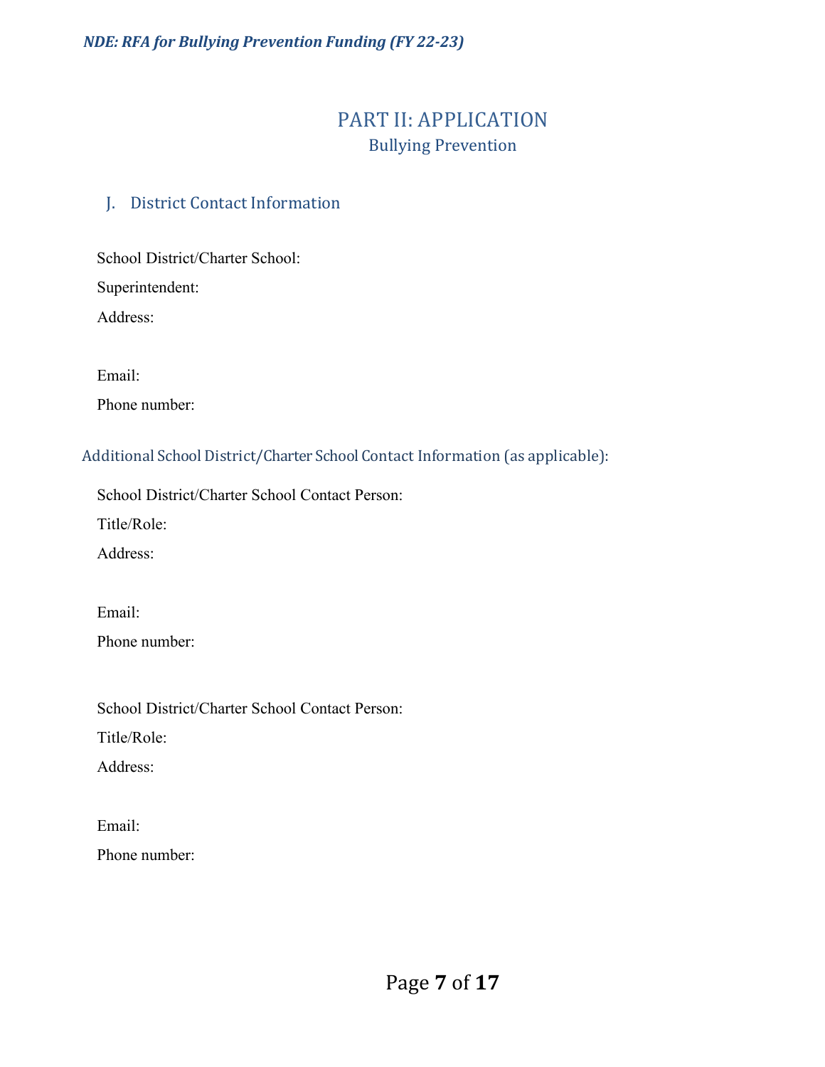# PART II: APPLICATION

## Bullying Prevention

### J. District Contact Information

School District/Charter School:

Superintendent:

Address:

Email:

Phone number:

### Additional School District/Charter School Contact Information (as applicable):

School District/Charter School Contact Person:

Title/Role:

Address:

Email:

Phone number:

School District/Charter School Contact Person:

Title/Role:

Address:

Email:

Phone number: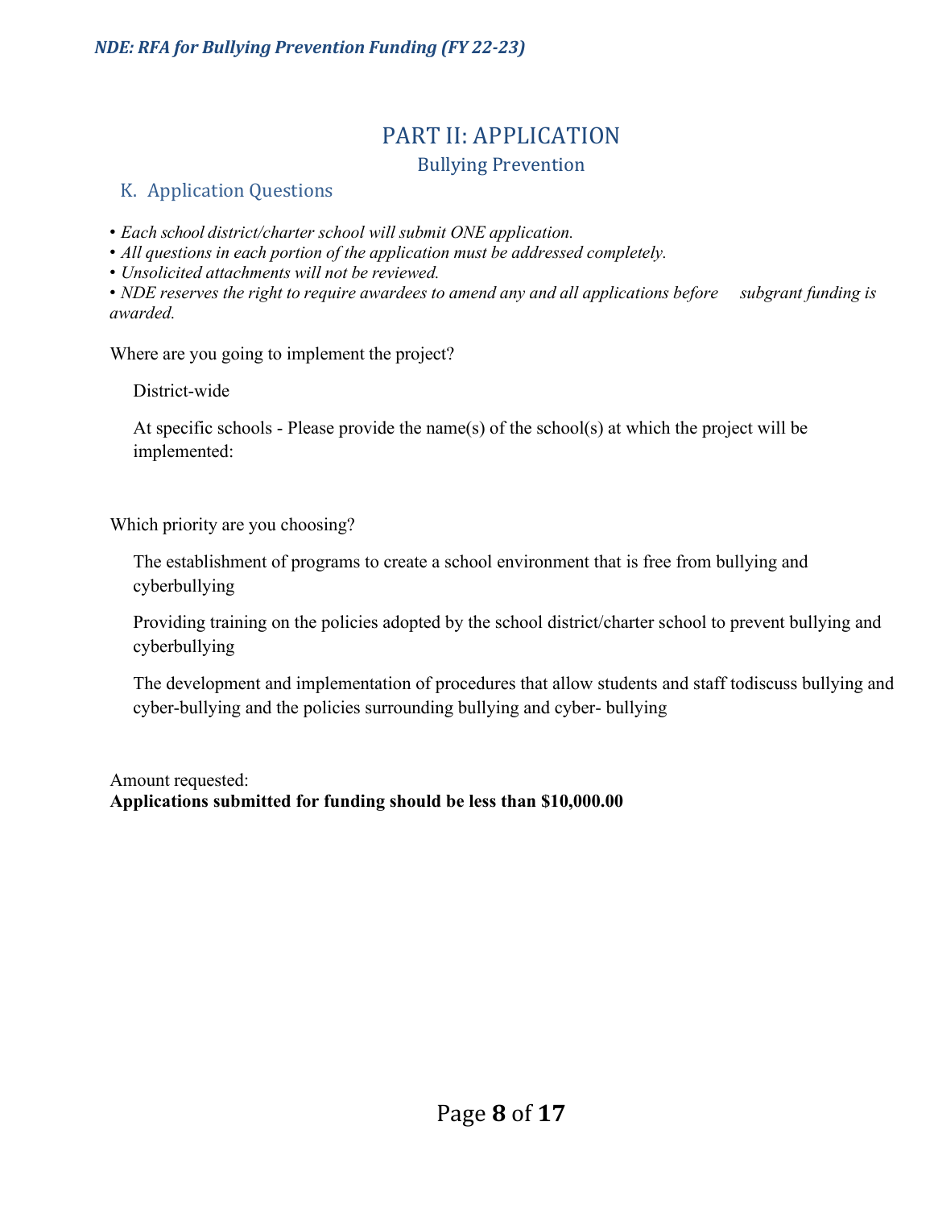# PART II: APPLICATION

## Bullying Prevention

### K. Application Questions

- *Each school district/charter school will submit ONE application.*
- *All questions in each portion of the application must be addressed completely.*
- *Unsolicited attachments will not be reviewed.*
- *NDE reserves the right to require awardees to amend any and all applications before subgrant funding is awarded.*

Where are you going to implement the project?

District-wide

At specific schools - Please provide the name(s) of the school(s) at which the project will be implemented:

Which priority are you choosing?

The establishment of programs to create a school environment that is free from bullying and cyberbullying

Providing training on the policies adopted by the school district/charter school to prevent bullying and cyberbullying

The development and implementation of procedures that allow students and staff todiscuss bullying and cyber-bullying and the policies surrounding bullying and cyber- bullying

Amount requested:
**Applications submitted for funding should be less than $10,000.00**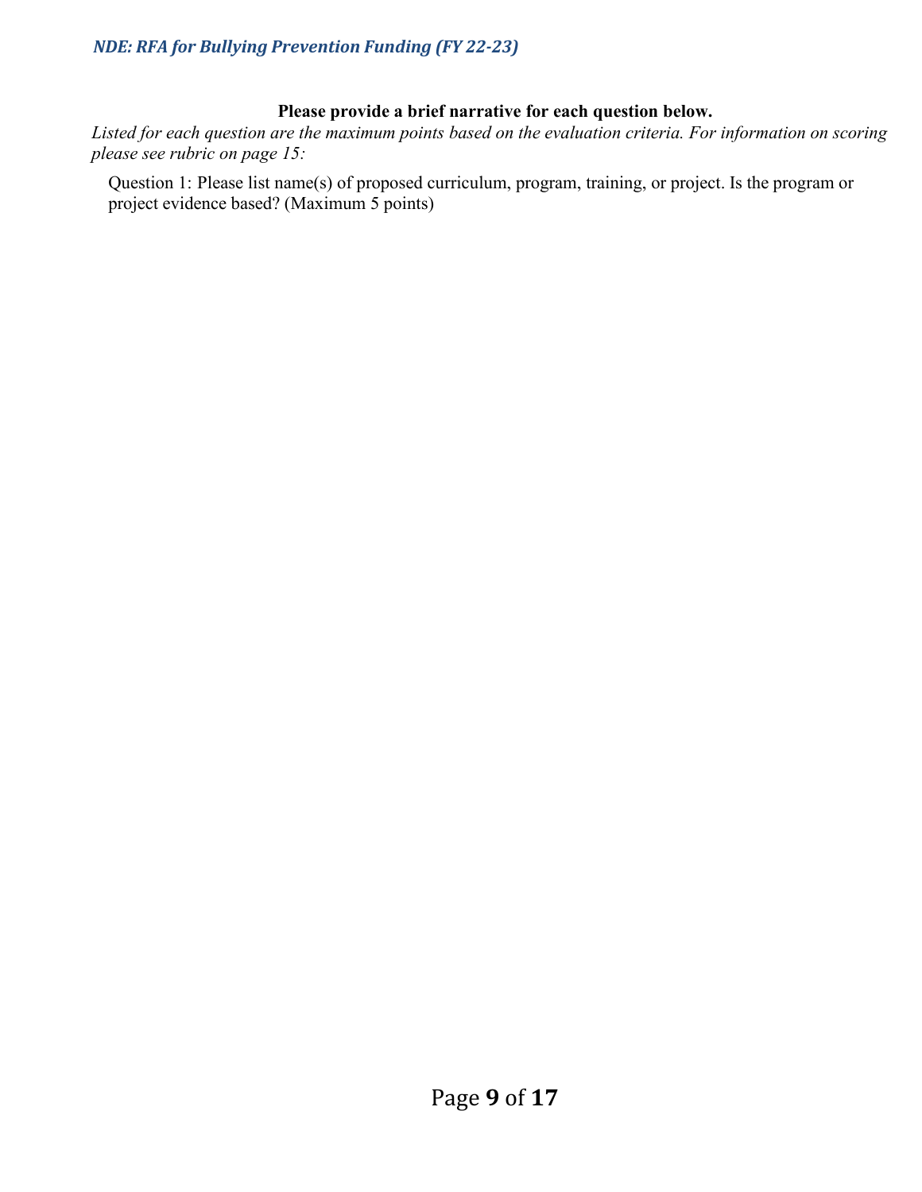**Please provide a brief narrative for each question below.**

*Listed for each question are the maximum points based on the evaluation criteria. For information on scoring please see rubric on page 15:*

Question 1: Please list name(s) of proposed curriculum, program, training, or project. Is the program or project evidence based? (Maximum 5 points)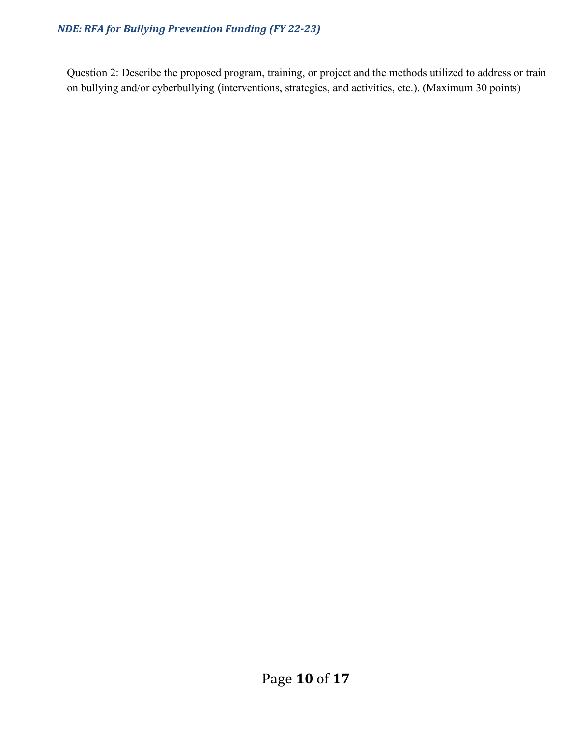Question 2: Describe the proposed program, training, or project and the methods utilized to address or train on bullying and/or cyberbullying (interventions, strategies, and activities, etc.). (Maximum 30 points)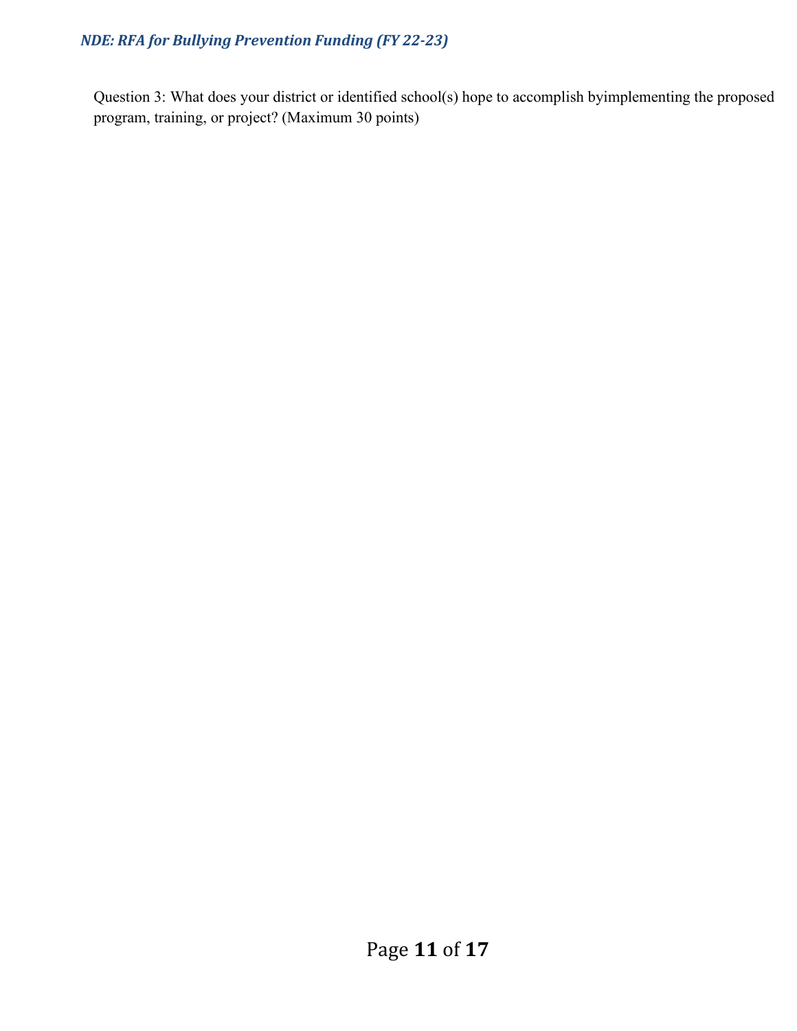Question 3: What does your district or identified school(s) hope to accomplish byimplementing the proposed program, training, or project? (Maximum 30 points)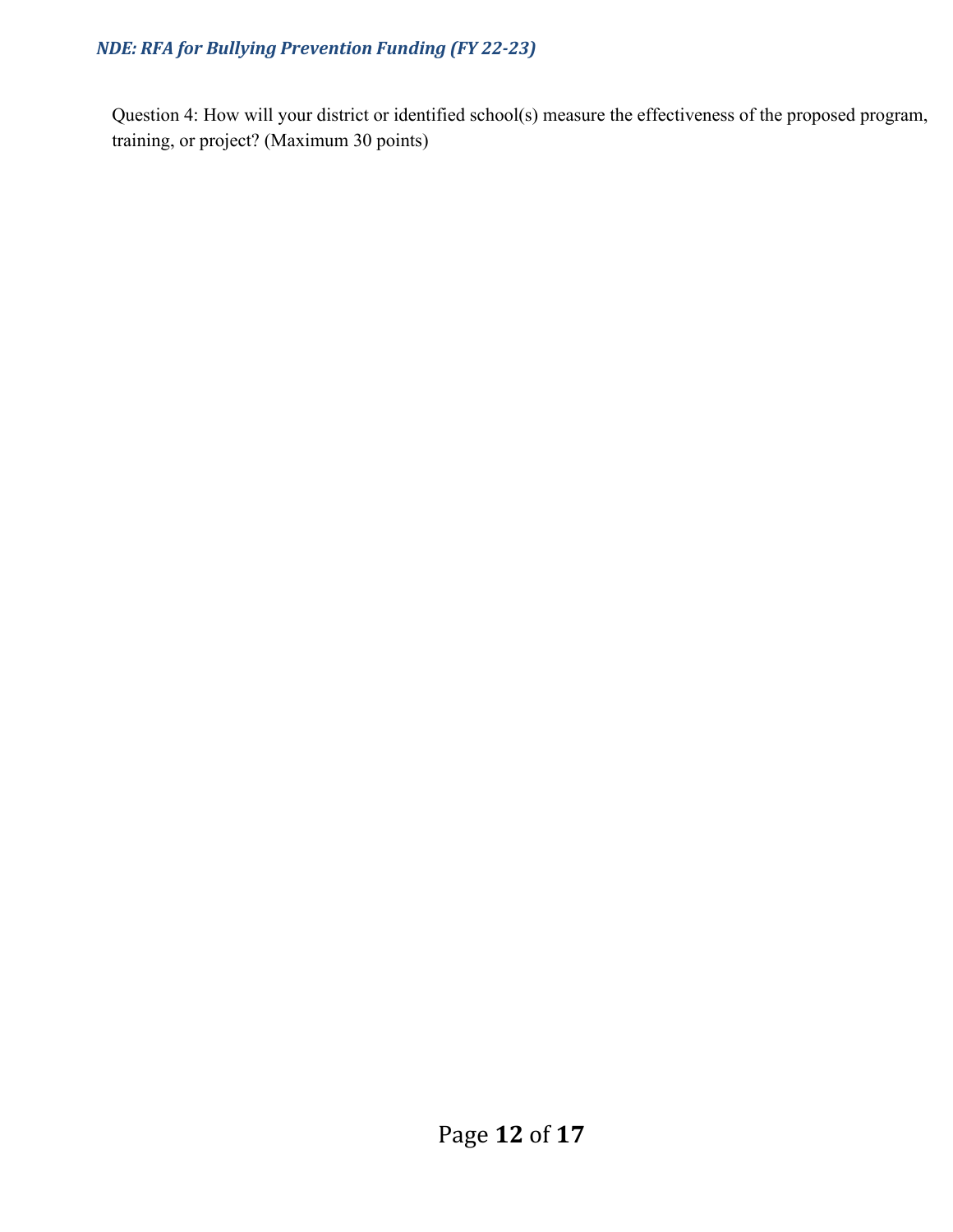Question 4: How will your district or identified school(s) measure the effectiveness of the proposed program, training, or project? (Maximum 30 points)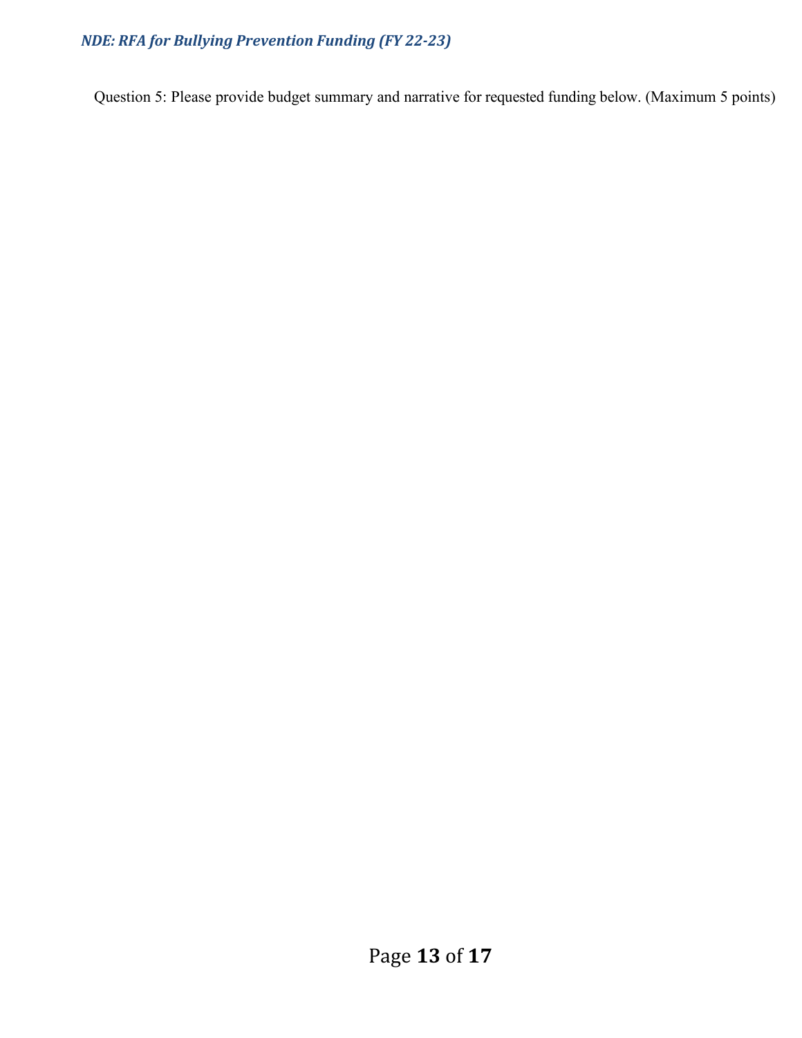Question 5: Please provide budget summary and narrative for requested funding below. (Maximum 5 points)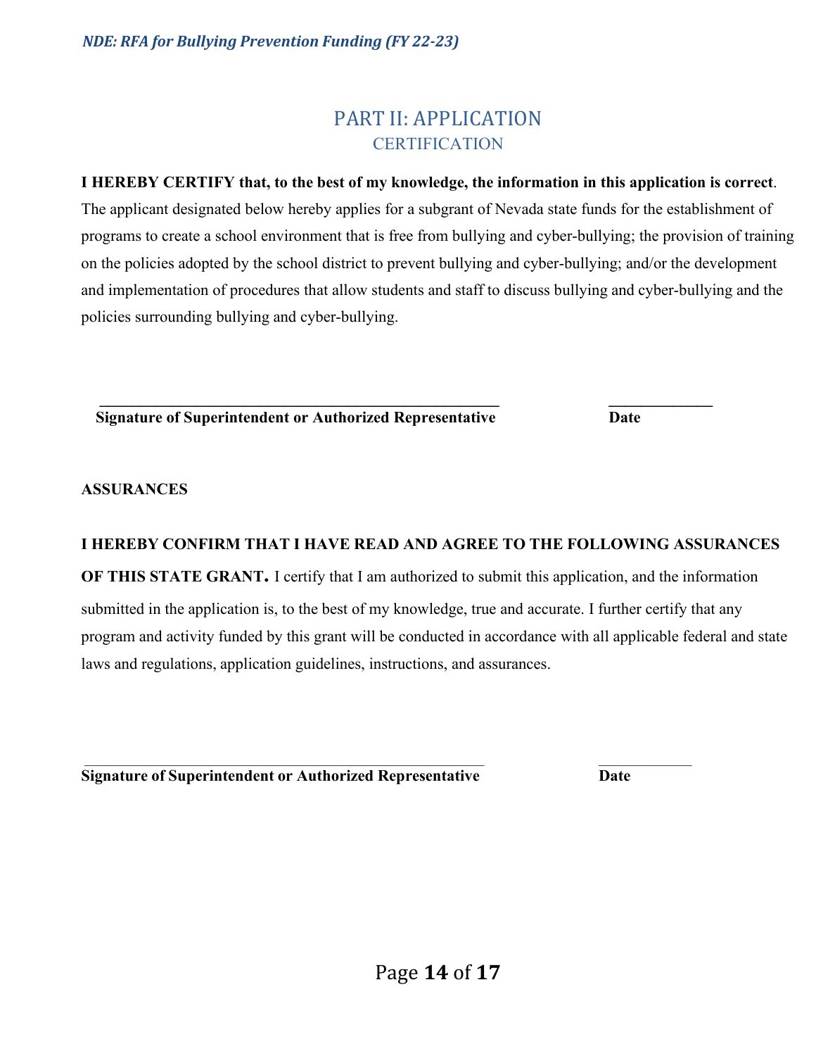# PART II: APPLICATION

## CERTIFICATION

**I HEREBY CERTIFY that, to the best of my knowledge, the information in this application is correct**. The applicant designated below hereby applies for a subgrant of Nevada state funds for the establishment of programs to create a school environment that is free from bullying and cyber-bullying; the provision of training on the policies adopted by the school district to prevent bullying and cyber-bullying; and/or the development and implementation of procedures that allow students and staff to discuss bullying and cyber-bullying and the policies surrounding bullying and cyber-bullying.

\_\_\_\_\_\_\_\_\_\_\_\_\_\_\_\_\_\_\_\_\_\_\_\_\_\_\_\_\_\_\_\_\_\_\_\_\_\_\_\_\_\_\_\_\_\_\_\_ \_\_\_\_\_\_\_\_\_\_\_\_\_

**Signature of Superintendent or Authorized Representative** **Date**

**ASSURANCES**

**I HEREBY CONFIRM THAT I HAVE READ AND AGREE TO THE FOLLOWING ASSURANCES OF THIS STATE GRANT.** I certify that I am authorized to submit this application, and the information submitted in the application is, to the best of my knowledge, true and accurate. I further certify that any program and activity funded by this grant will be conducted in accordance with all applicable federal and state laws and regulations, application guidelines, instructions, and assurances.

\_\_\_\_\_\_\_\_\_\_\_\_\_\_\_\_\_\_\_\_\_\_\_\_\_\_\_\_\_\_\_\_\_\_\_\_\_\_\_\_\_\_\_\_\_\_\_\_ \_\_\_\_\_\_\_\_\_\_\_\_\_

**Signature of Superintendent or Authorized Representative** **Date**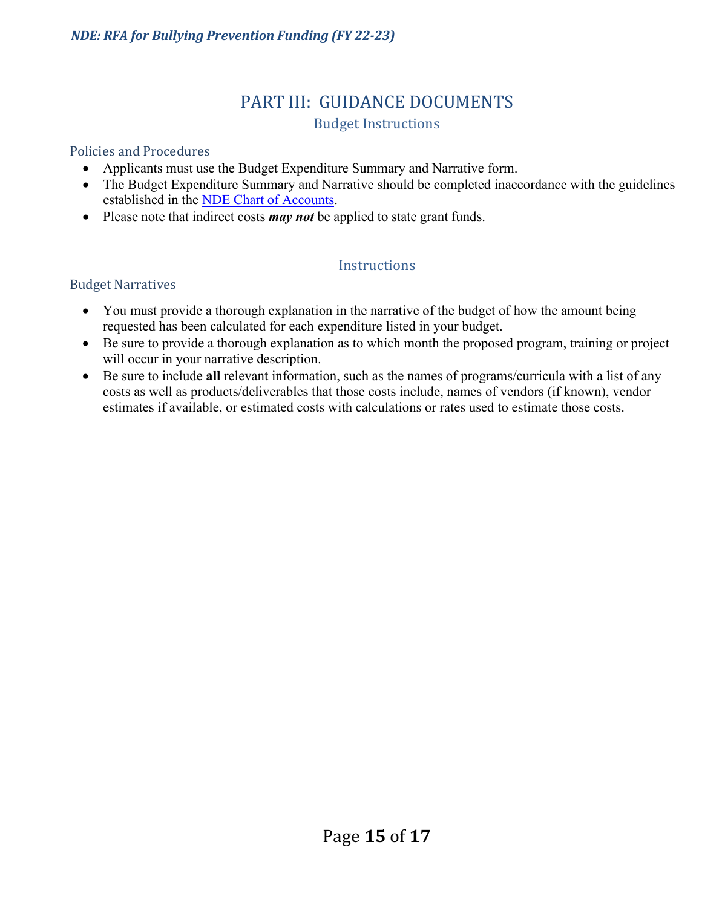# PART III: GUIDANCE DOCUMENTS

## Budget Instructions

### Policies and Procedures

- Applicants must use the Budget Expenditure Summary and Narrative form.
- The Budget Expenditure Summary and Narrative should be completed inaccordance with the guidelines established in the [NDE Chart of Accounts](NDE Chart of Accounts).
- Please note that indirect costs ***may not*** be applied to state grant funds.

## Instructions

### Budget Narratives

- You must provide a thorough explanation in the narrative of the budget of how the amount being requested has been calculated for each expenditure listed in your budget.
- Be sure to provide a thorough explanation as to which month the proposed program, training or project will occur in your narrative description.
- Be sure to include **all** relevant information, such as the names of programs/curricula with a list of any costs as well as products/deliverables that those costs include, names of vendors (if known), vendor estimates if available, or estimated costs with calculations or rates used to estimate those costs.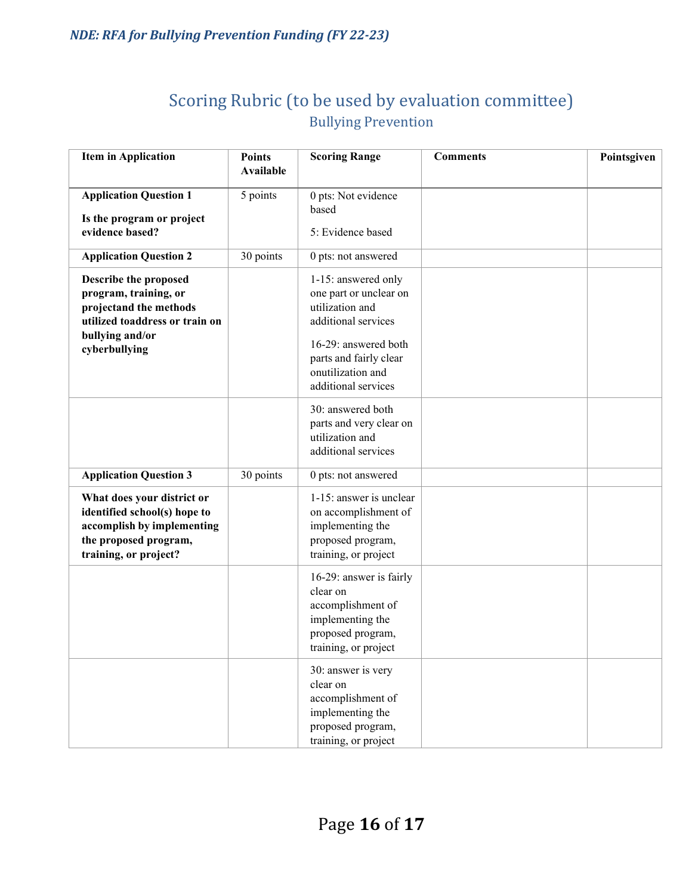# Scoring Rubric (to be used by evaluation committee)

## Bullying Prevention

| Item in Application | Points Available | Scoring Range | Comments | Pointsgiven |
|---|---|---|---|---|
| **Application Question 1**<br><br>**Is the program or project evidence based?** | 5 points | 0 pts: Not evidence based<br><br>5: Evidence based | | |
| **Application Question 2** | 30 points | 0 pts: not answered | | |
| **Describe the proposed program, training, or projectand the methods utilized toaddress or train on bullying and/or cyberbullying** | | 1-15: answered only one part or unclear on utilization and additional services<br><br>16-29: answered both parts and fairly clear onutilization and additional services | | |
| | | 30: answered both parts and very clear on utilization and additional services | | |
| **Application Question 3** | 30 points | 0 pts: not answered | | |
| **What does your district or identified school(s) hope to accomplish by implementing the proposed program, training, or project?** | | 1-15: answer is unclear on accomplishment of implementing the proposed program, training, or project | | |
| | | 16-29: answer is fairly clear on accomplishment of implementing the proposed program, training, or project | | |
| | | 30: answer is very clear on accomplishment of implementing the proposed program, training, or project | | |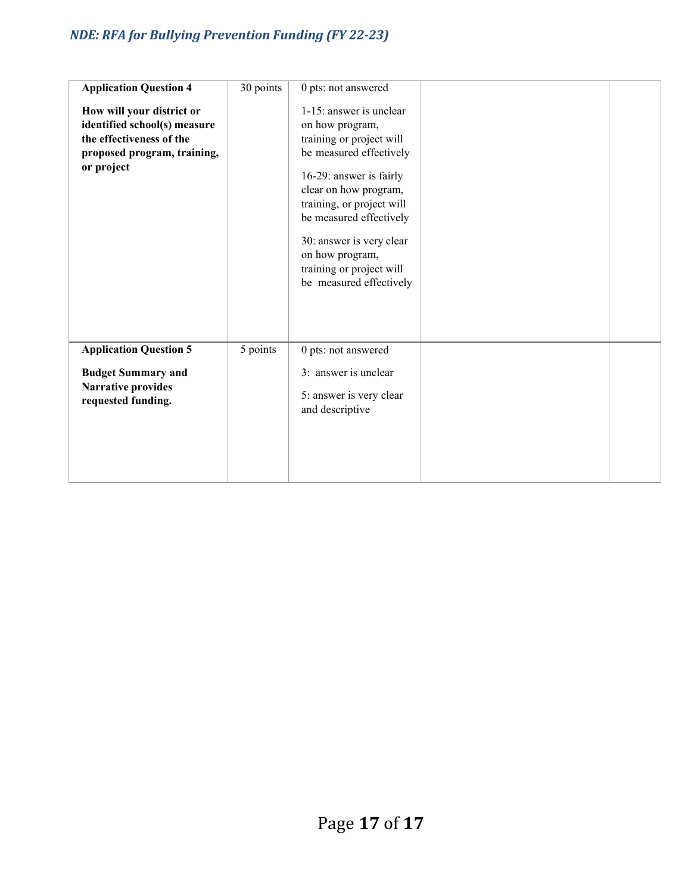| | | | | |
|---|---|---|---|---|
| **Application Question 4**<br><br>**How will your district or identified school(s) measure the effectiveness of the proposed program, training, or project** | 30 points | 0 pts: not answered<br><br>1-15: answer is unclear on how program, training or project will be measured effectively<br><br>16-29: answer is fairly clear on how program, training, or project will be measured effectively<br><br>30: answer is very clear on how program, training or project will be measured effectively | | |
| **Application Question 5**<br><br>**Budget Summary and Narrative provides requested funding.** | 5 points | 0 pts: not answered<br><br>3: answer is unclear<br><br>5: answer is very clear and descriptive | | |